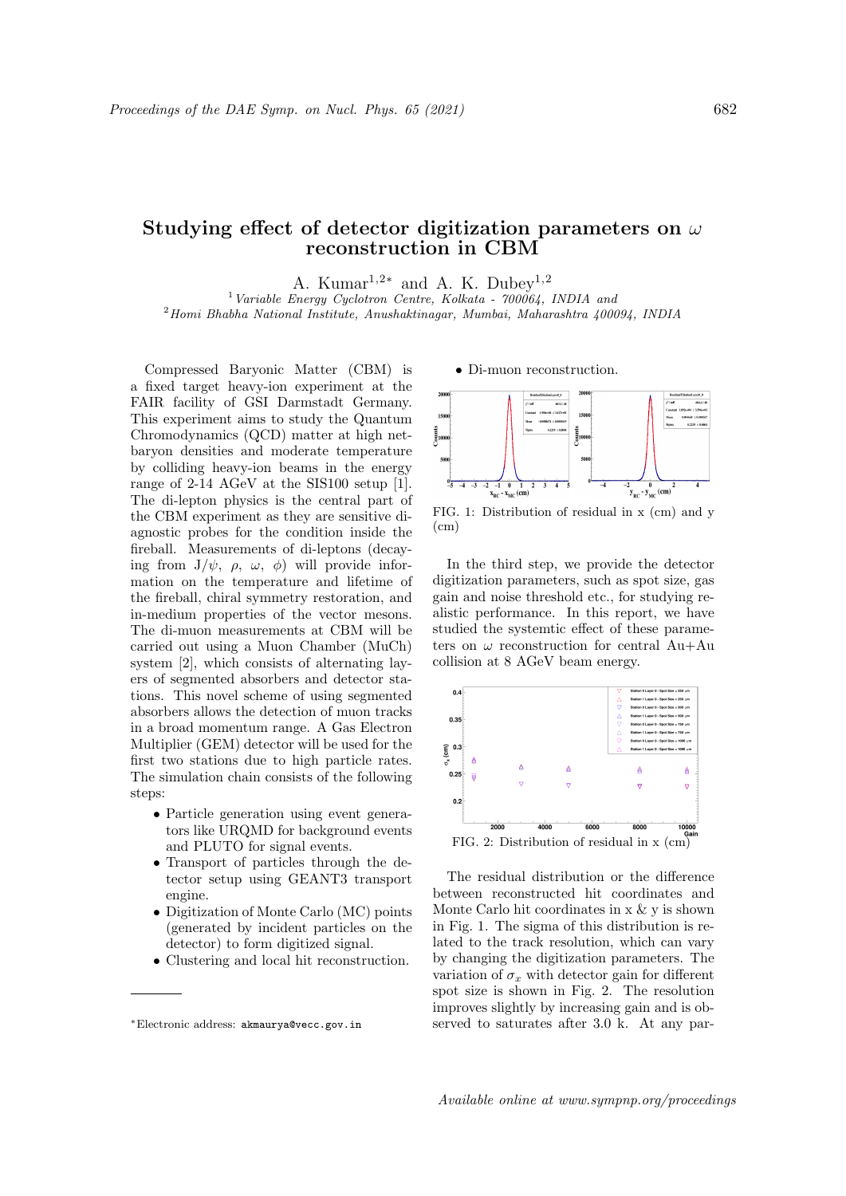# Studying effect of detector digitization parameters on $\omega$ reconstruction in CBM

A. Kumar[1,2*] and A. K. Dubey[1,2]

[1] *Variable Energy Cyclotron Centre, Kolkata - 700064, INDIA and*
[2] *Homi Bhabha National Institute, Anushaktinagar, Mumbai, Maharashtra 400094, INDIA*

Compressed Baryonic Matter (CBM) is a fixed target heavy-ion experiment at the FAIR facility of GSI Darmstadt Germany. This experiment aims to study the Quantum Chromodynamics (QCD) matter at high net-baryon densities and moderate temperature by colliding heavy-ion beams in the energy range of 2-14 AGeV at the SIS100 setup [1]. The di-lepton physics is the central part of the CBM experiment as they are sensitive diagnostic probes for the condition inside the fireball. Measurements of di-leptons (decaying from $J/\psi$, $\rho$, $\omega$, $\phi$) will provide information on the temperature and lifetime of the fireball, chiral symmetry restoration, and in-medium properties of the vector mesons. The di-muon measurements at CBM will be carried out using a Muon Chamber (MuCh) system [2], which consists of alternating layers of segmented absorbers and detector stations. This novel scheme of using segmented absorbers allows the detection of muon tracks in a broad momentum range. A Gas Electron Multiplier (GEM) detector will be used for the first two stations due to high particle rates. The simulation chain consists of the following steps:

- Particle generation using event generators like URQMD for background events and PLUTO for signal events.
- Transport of particles through the detector setup using GEANT3 transport engine.
- Digitization of Monte Carlo (MC) points (generated by incident particles on the detector) to form digitized signal.
- Clustering and local hit reconstruction.
- Di-muon reconstruction.

FIG. 1: Distribution of residual in x (cm) and y (cm)

In the third step, we provide the detector digitization parameters, such as spot size, gas gain and noise threshold etc., for studying realistic performance. In this report, we have studied the systemtic effect of these parameters on $\omega$ reconstruction for central Au+Au collision at 8 AGeV beam energy.

FIG. 2: Distribution of residual in x (cm)

The residual distribution or the difference between reconstructed hit coordinates and Monte Carlo hit coordinates in x & y is shown in Fig. 1. The sigma of this distribution is related to the track resolution, which can vary by changing the digitization parameters. The variation of $\sigma_x$ with detector gain for different spot size is shown in Fig. 2. The resolution improves slightly by increasing gain and is observed to saturates after 3.0 k. At any par-

*Electronic address: `akmaurya@vecc.gov.in`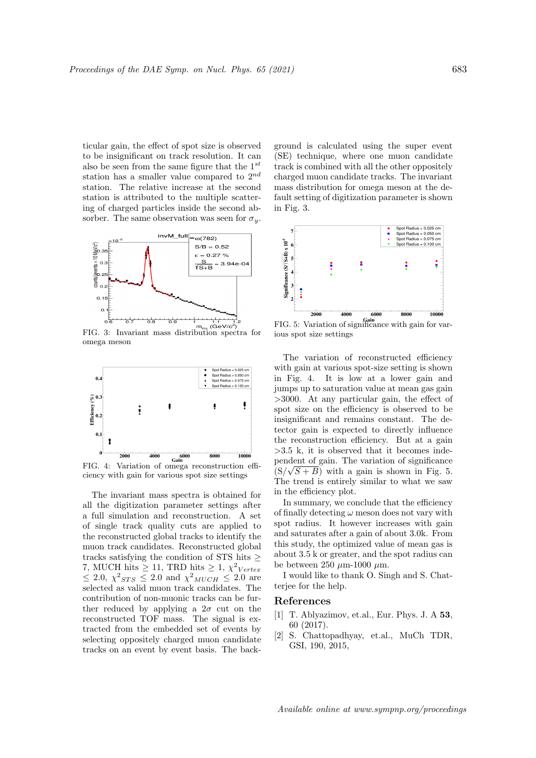ticular gain, the effect of spot size is observed to be insignificant on track resolution. It can also be seen from the same figure that the 1$^{st}$ station has a smaller value compared to 2$^{nd}$ station. The relative increase at the second station is attributed to the multiple scattering of charged particles inside the second absorber. The same observation was seen for $\sigma_y$.

invM_full
ω(782)
S/B = 0.52
ε = 0.27 %
$\frac{S}{\sqrt{S+B}}$ = 3.94e-04
×10$^{-6}$
counts/events × 10 MeV/c$^2$
0.35
0.3
0.25
0.2
0.15
0.1
0.6 0.7 0.8 0.9 1 1.1 1.2
m$_{inv}$ (GeV/c$^2$)

FIG. 3: Invariant mass distribution spectra for omega meson

Spot Radius = 0.025 cm
Spot Radius = 0.050 cm
Spot Radius = 0.075 cm
Spot Radius = 0.100 cm
Efficiency (%)
0.4
0.3
0.2
0.1
0
2000 4000 6000 8000 10000
Gain

FIG. 4: Variation of omega reconstruction efficiency with gain for various spot size settings

The invariant mass spectra is obtained for all the digitization parameter settings after a full simulation and reconstruction. A set of single track quality cuts are applied to the reconstructed global tracks to identify the muon track candidates. Reconstructed global tracks satisfying the condition of STS hits $\geq$ 7, MUCH hits $\geq$ 11, TRD hits $\geq$ 1, $\chi^2_{Vertex}$ $\leq$ 2.0, $\chi^2_{STS}$ $\leq$ 2.0 and $\chi^2_{MUCH}$ $\leq$ 2.0 are selected as valid muon track candidates. The contribution of non-muonic tracks can be further reduced by applying a $2\sigma$ cut on the reconstructed TOF mass. The signal is extracted from the embedded set of events by selecting oppositely charged muon candidate tracks on an event by event basis. The background is calculated using the super event (SE) technique, where one muon candidate track is combined with all the other oppositely charged muon candidate tracks. The invariant mass distribution for omega meson at the default setting of digitization parameter is shown in Fig. 3.

Spot Radius = 0.025 cm
Spot Radius = 0.050 cm
Spot Radius = 0.075 cm
Spot Radius = 0.100 cm
Significance (S/ $\sqrt{S+B}$) x 10$^{-5}$
7
6
5
4
3
2
2000 4000 6000 8000 10000
Gain

FIG. 5: Variation of significance with gain for various spot size settings

The variation of reconstructed efficiency with gain at various spot-size setting is shown in Fig. 4. It is low at a lower gain and jumps up to saturation value at mean gas gain >3000. At any particular gain, the effect of spot size on the efficiency is observed to be insignificant and remains constant. The detector gain is expected to directly influence the reconstruction efficiency. But at a gain >3.5 k, it is observed that it becomes independent of gain. The variation of significance (S/$\sqrt{S+B}$) with a gain is shown in Fig. 5. The trend is entirely similar to what we saw in the efficiency plot.

In summary, we conclude that the efficiency of finally detecting $\omega$ meson does not vary with spot radius. It however increases with gain and saturates after a gain of about 3.0k. From this study, the optimized value of mean gas is about 3.5 k or greater, and the spot radius can be between 250 $\mu$m-1000 $\mu$m.

I would like to thank O. Singh and S. Chatterjee for the help.

## References

[1] T. Ablyazimov, et.al., Eur. Phys. J. A **53**, 60 (2017).

[2] S. Chattopadhyay, et.al., MuCh TDR, GSI, 190, 2015,